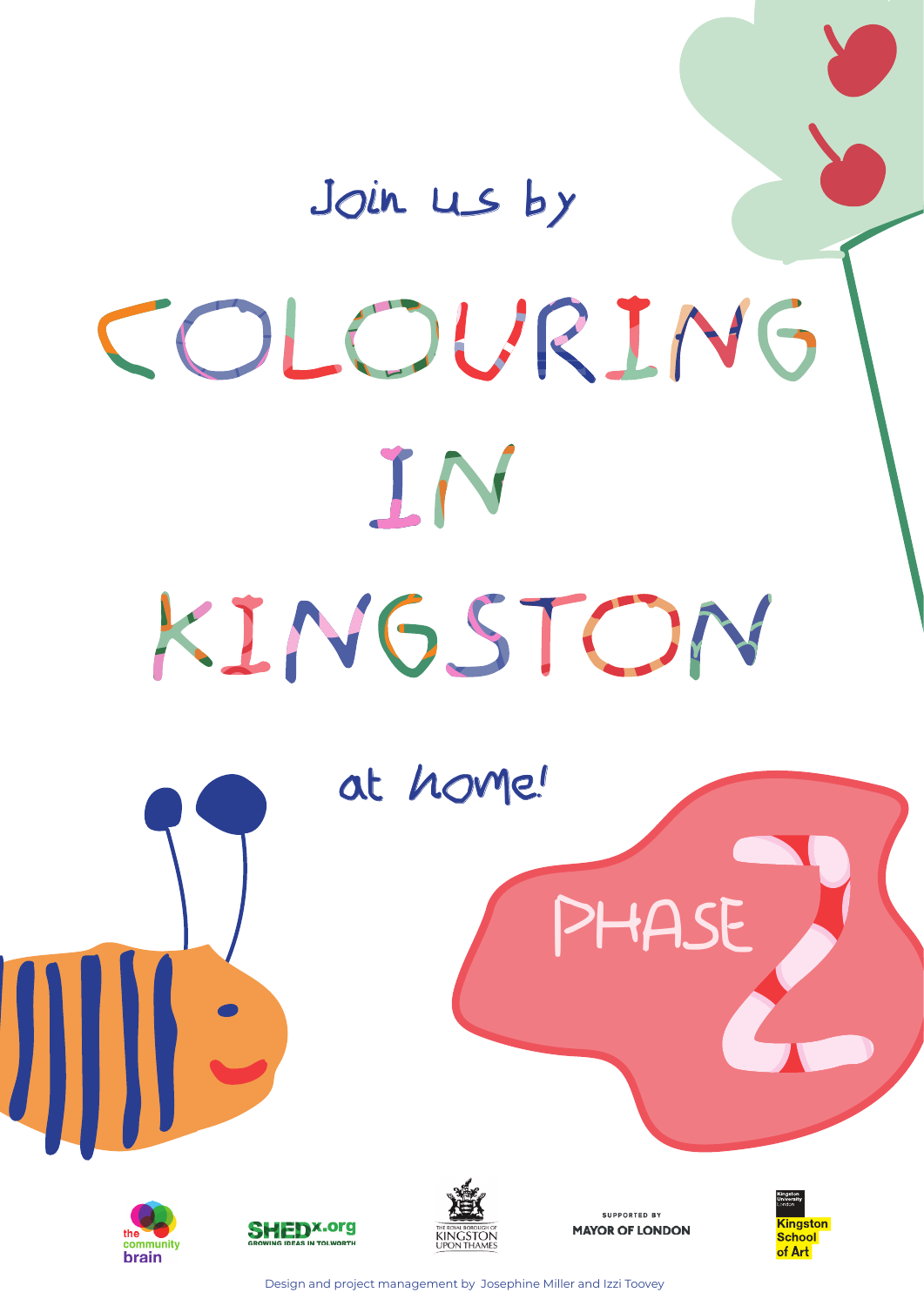Join us by

# COLOURING IN KINGSTON

at home!

PHASE 2

the community brain

SHEDx.org GROWING IDEAS IN TOLWORTH

THE ROYAL BOROUGH OF KINGSTON UPON THAMES

SUPPORTED BY MAYOR OF LONDON

Kingston University London

Kingston School of Art

Design and project management by Josephine Miller and Izzi Toovey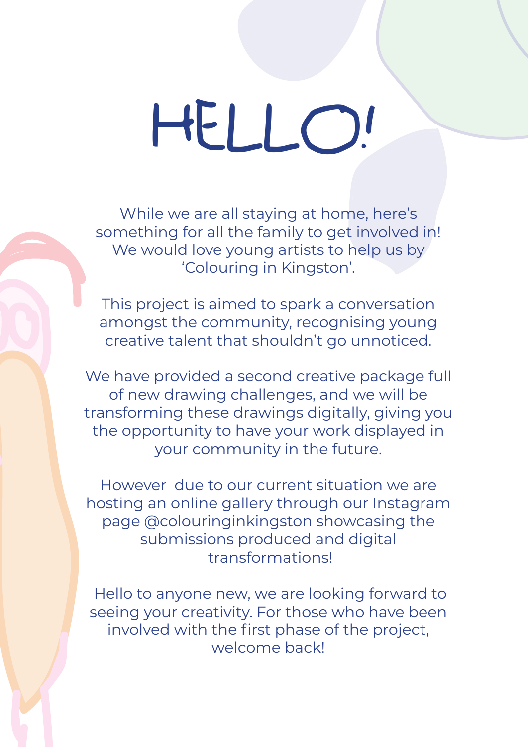# HELLO!

While we are all staying at home, here's something for all the family to get involved in! We would love young artists to help us by 'Colouring in Kingston'.

This project is aimed to spark a conversation amongst the community, recognising young creative talent that shouldn't go unnoticed.

We have provided a second creative package full of new drawing challenges, and we will be transforming these drawings digitally, giving you the opportunity to have your work displayed in your community in the future.

However due to our current situation we are hosting an online gallery through our Instagram page @colouringinkingston showcasing the submissions produced and digital transformations!

Hello to anyone new, we are looking forward to seeing your creativity. For those who have been involved with the first phase of the project, welcome back!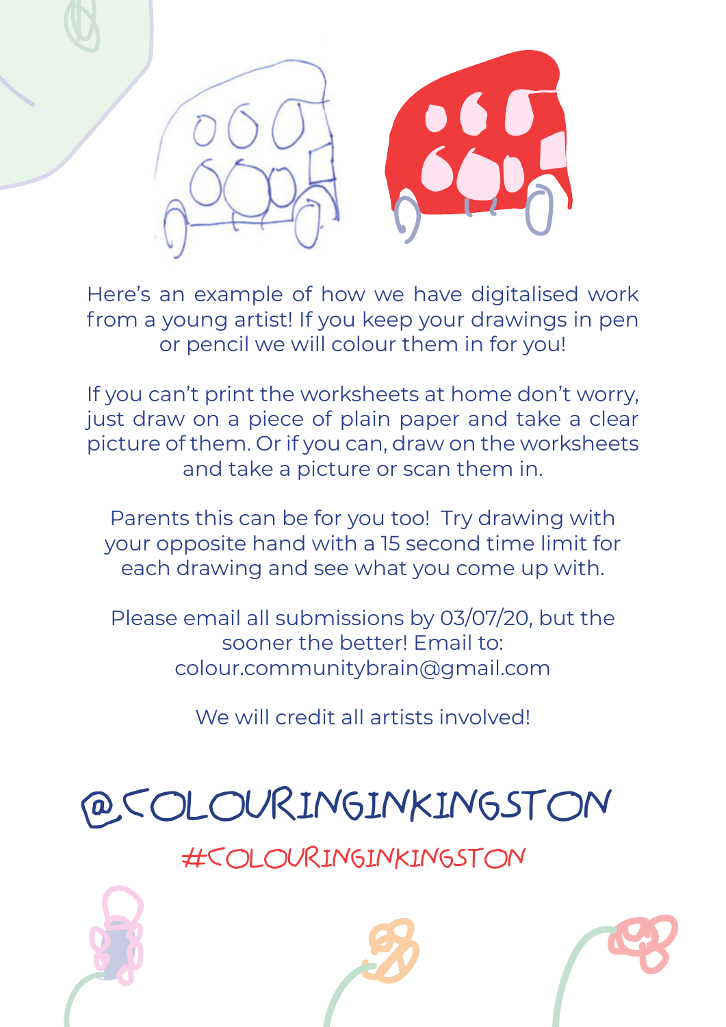Here's an example of how we have digitalised work from a young artist! If you keep your drawings in pen or pencil we will colour them in for you!

If you can't print the worksheets at home don't worry, just draw on a piece of plain paper and take a clear picture of them. Or if you can, draw on the worksheets and take a picture or scan them in.

Parents this can be for you too! Try drawing with your opposite hand with a 15 second time limit for each drawing and see what you come up with.

Please email all submissions by 03/07/20, but the sooner the better! Email to: colour.communitybrain@gmail.com

We will credit all artists involved!

# @COLOURINGINKINGSTON

## #COLOURINGINKINGSTON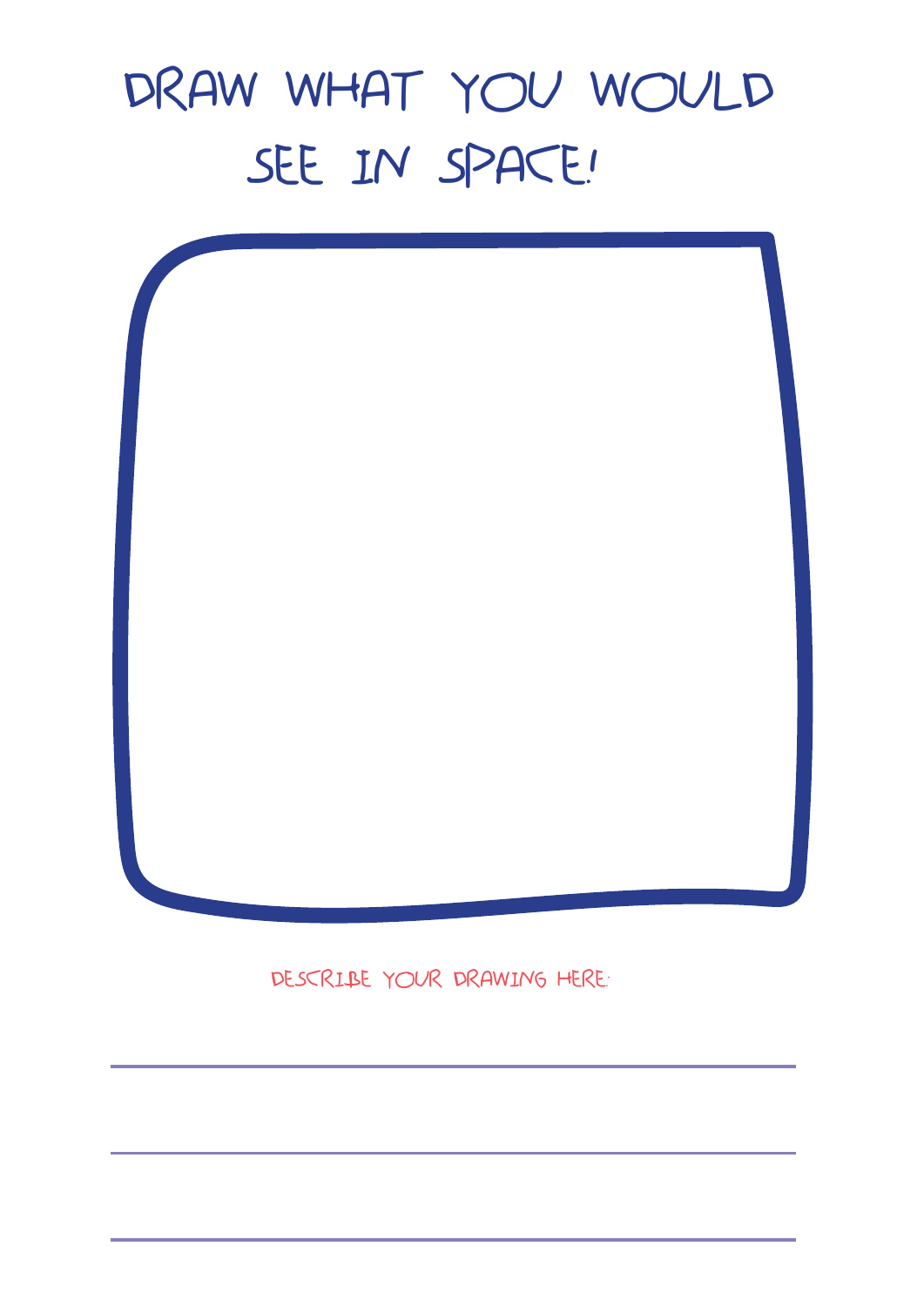# DRAW WHAT YOU WOULD SEE IN SPACE!

DESCRIBE YOUR DRAWING HERE:

---

---

---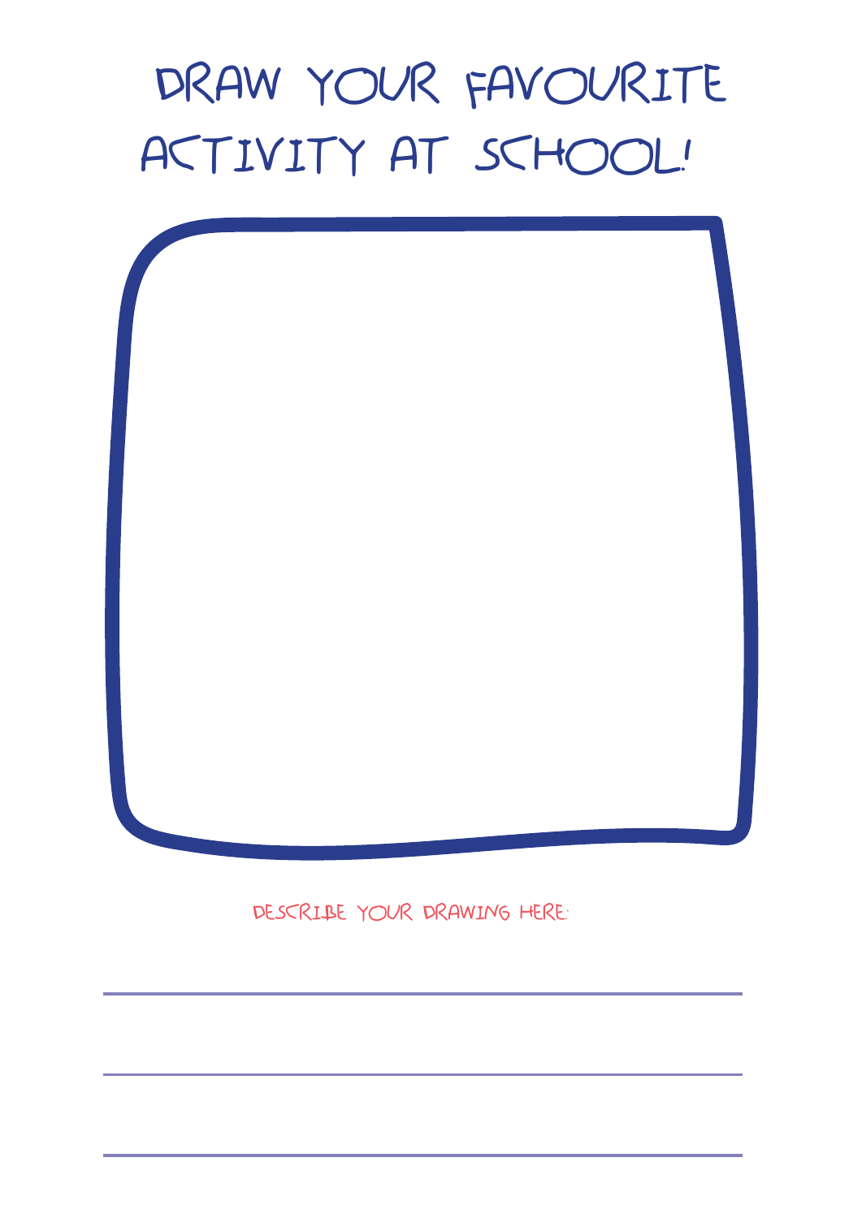# DRAW YOUR FAVOURITE ACTIVITY AT SCHOOL!

DESCRIBE YOUR DRAWING HERE:

---

---

---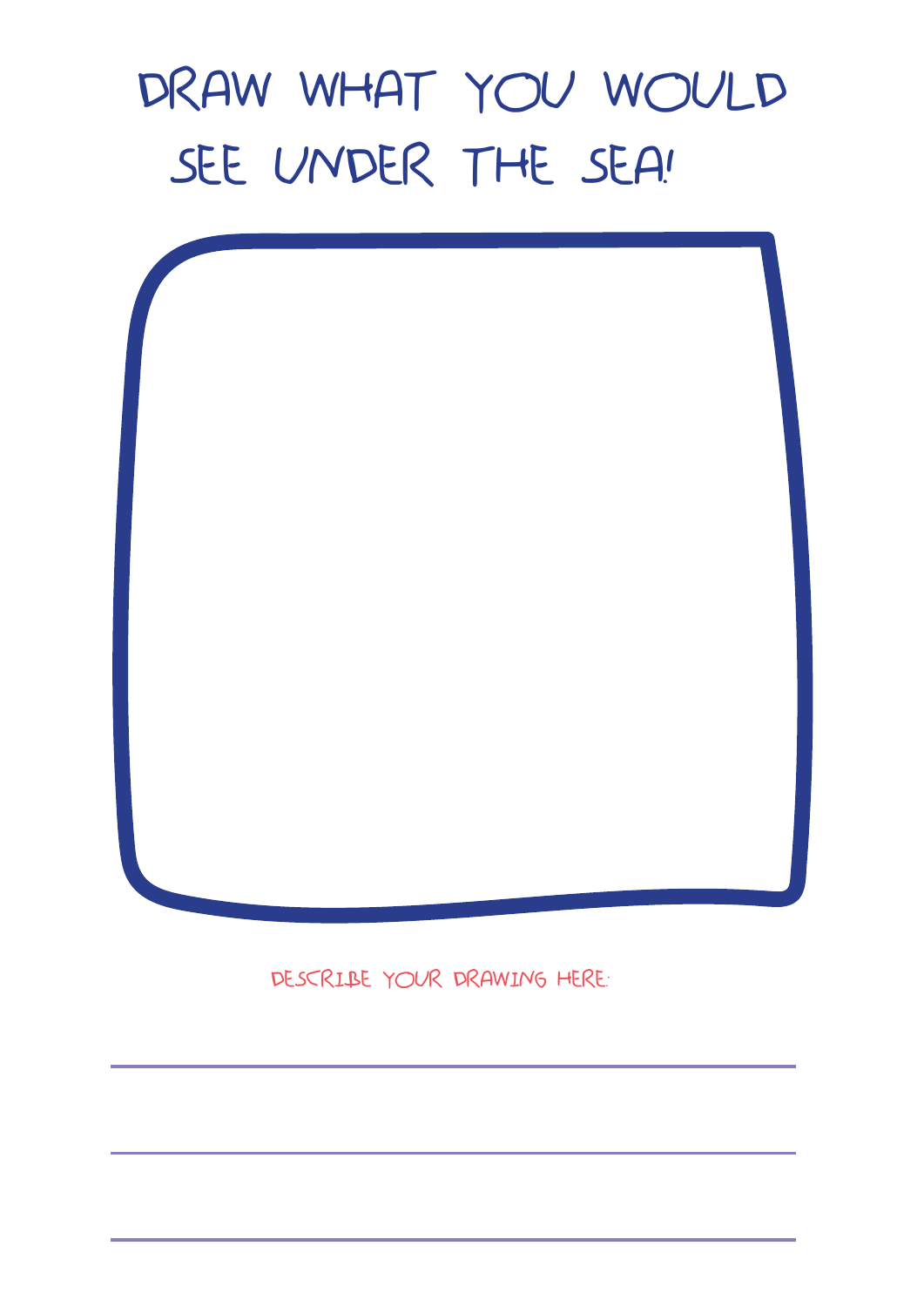# DRAW WHAT YOU WOULD SEE UNDER THE SEA!

DESCRIBE YOUR DRAWING HERE: